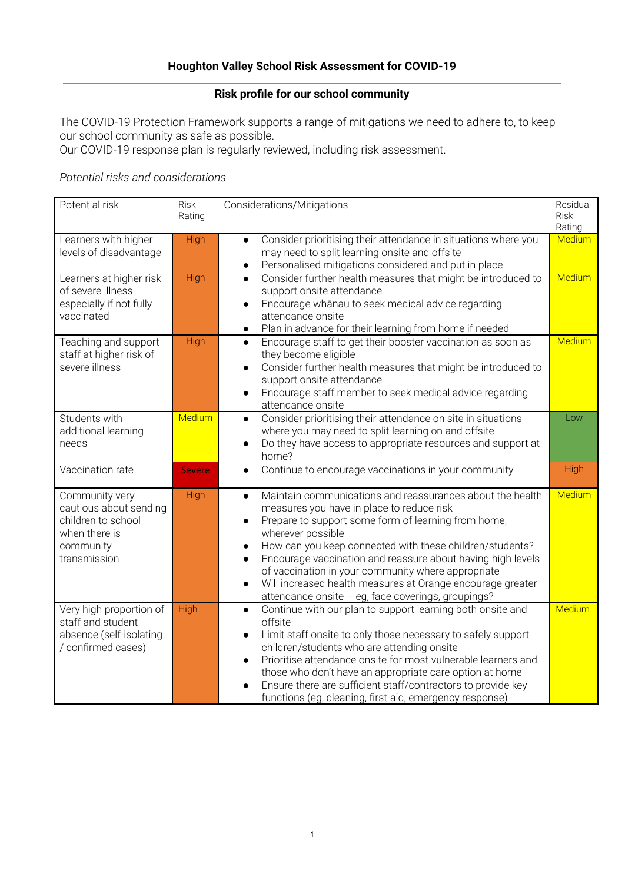## Houghton Valley School Risk Assessment for COVID-19

---

### Risk profile for our school community

The COVID-19 Protection Framework supports a range of mitigations we need to adhere to, to keep our school community as safe as possible.
Our COVID-19 response plan is regularly reviewed, including risk assessment.

*Potential risks and considerations*

| Potential risk | Risk Rating | Considerations/Mitigations | Residual Risk Rating |
|---|---|---|---|
| Learners with higher levels of disadvantage | High | • Consider prioritising their attendance in situations where you may need to split learning onsite and offsite<br>• Personalised mitigations considered and put in place | Medium |
| Learners at higher risk of severe illness especially if not fully vaccinated | High | • Consider further health measures that might be introduced to support onsite attendance<br>• Encourage whānau to seek medical advice regarding attendance onsite<br>• Plan in advance for their learning from home if needed | Medium |
| Teaching and support staff at higher risk of severe illness | High | • Encourage staff to get their booster vaccination as soon as they become eligible<br>• Consider further health measures that might be introduced to support onsite attendance<br>• Encourage staff member to seek medical advice regarding attendance onsite | Medium |
| Students with additional learning needs | Medium | • Consider prioritising their attendance on site in situations where you may need to split learning on and offsite<br>• Do they have access to appropriate resources and support at home? | Low |
| Vaccination rate | Severe | • Continue to encourage vaccinations in your community | High |
| Community very cautious about sending children to school when there is community transmission | High | • Maintain communications and reassurances about the health measures you have in place to reduce risk<br>• Prepare to support some form of learning from home, wherever possible<br>• How can you keep connected with these children/students?<br>• Encourage vaccination and reassure about having high levels of vaccination in your community where appropriate<br>• Will increased health measures at Orange encourage greater attendance onsite – eg, face coverings, groupings? | Medium |
| Very high proportion of staff and student absence (self-isolating / confirmed cases) | High | • Continue with our plan to support learning both onsite and offsite<br>• Limit staff onsite to only those necessary to safely support children/students who are attending onsite<br>• Prioritise attendance onsite for most vulnerable learners and those who don't have an appropriate care option at home<br>• Ensure there are sufficient staff/contractors to provide key functions (eg, cleaning, first-aid, emergency response) | Medium |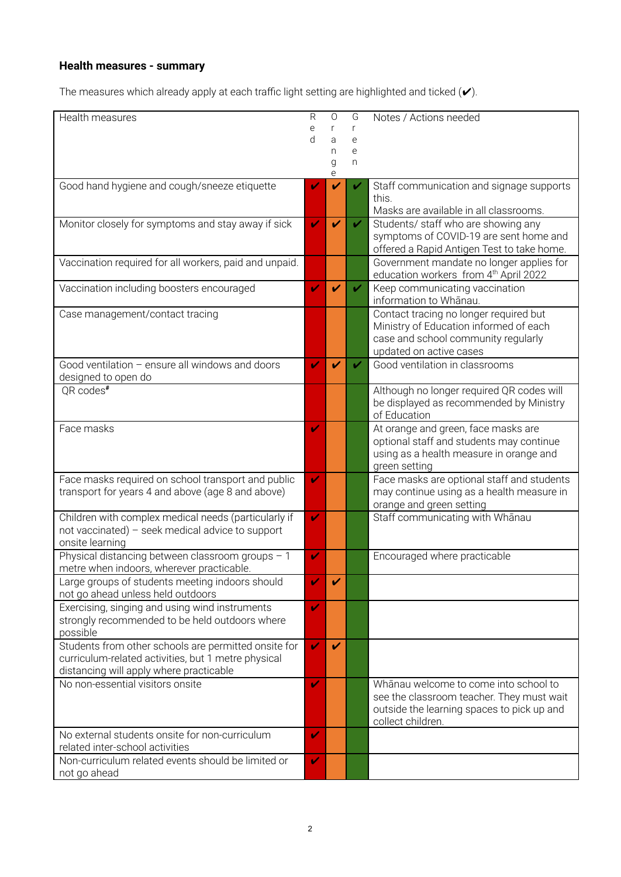**Health measures - summary**

The measures which already apply at each traffic light setting are highlighted and ticked (✔).

| Health measures | Red | Orange | Green | Notes / Actions needed |
|---|---|---|---|---|
| Good hand hygiene and cough/sneeze etiquette | ✔ | ✔ | ✔ | Staff communication and signage supports this. Masks are available in all classrooms. |
| Monitor closely for symptoms and stay away if sick | ✔ | ✔ | ✔ | Students/ staff who are showing any symptoms of COVID-19 are sent home and offered a Rapid Antigen Test to take home. |
| Vaccination required for all workers, paid and unpaid. | | | | Government mandate no longer applies for education workers from 4th April 2022 |
| Vaccination including boosters encouraged | ✔ | ✔ | ✔ | Keep communicating vaccination information to Whānau. |
| Case management/contact tracing | | | | Contact tracing no longer required but Ministry of Education informed of each case and school community regularly updated on active cases |
| Good ventilation – ensure all windows and doors designed to open do | ✔ | ✔ | ✔ | Good ventilation in classrooms |
| QR codes# | | | | Although no longer required QR codes will be displayed as recommended by Ministry of Education |
| Face masks | ✔ | | | At orange and green, face masks are optional staff and students may continue using as a health measure in orange and green setting |
| Face masks required on school transport and public transport for years 4 and above (age 8 and above) | ✔ | | | Face masks are optional staff and students may continue using as a health measure in orange and green setting |
| Children with complex medical needs (particularly if not vaccinated) – seek medical advice to support onsite learning | ✔ | | | Staff communicating with Whānau |
| Physical distancing between classroom groups – 1 metre when indoors, wherever practicable. | ✔ | | | Encouraged where practicable |
| Large groups of students meeting indoors should not go ahead unless held outdoors | ✔ | ✔ | | |
| Exercising, singing and using wind instruments strongly recommended to be held outdoors where possible | ✔ | | | |
| Students from other schools are permitted onsite for curriculum-related activities, but 1 metre physical distancing will apply where practicable | ✔ | ✔ | | |
| No non-essential visitors onsite | ✔ | | | Whānau welcome to come into school to see the classroom teacher. They must wait outside the learning spaces to pick up and collect children. |
| No external students onsite for non-curriculum related inter-school activities | ✔ | | | |
| Non-curriculum related events should be limited or not go ahead | ✔ | | | |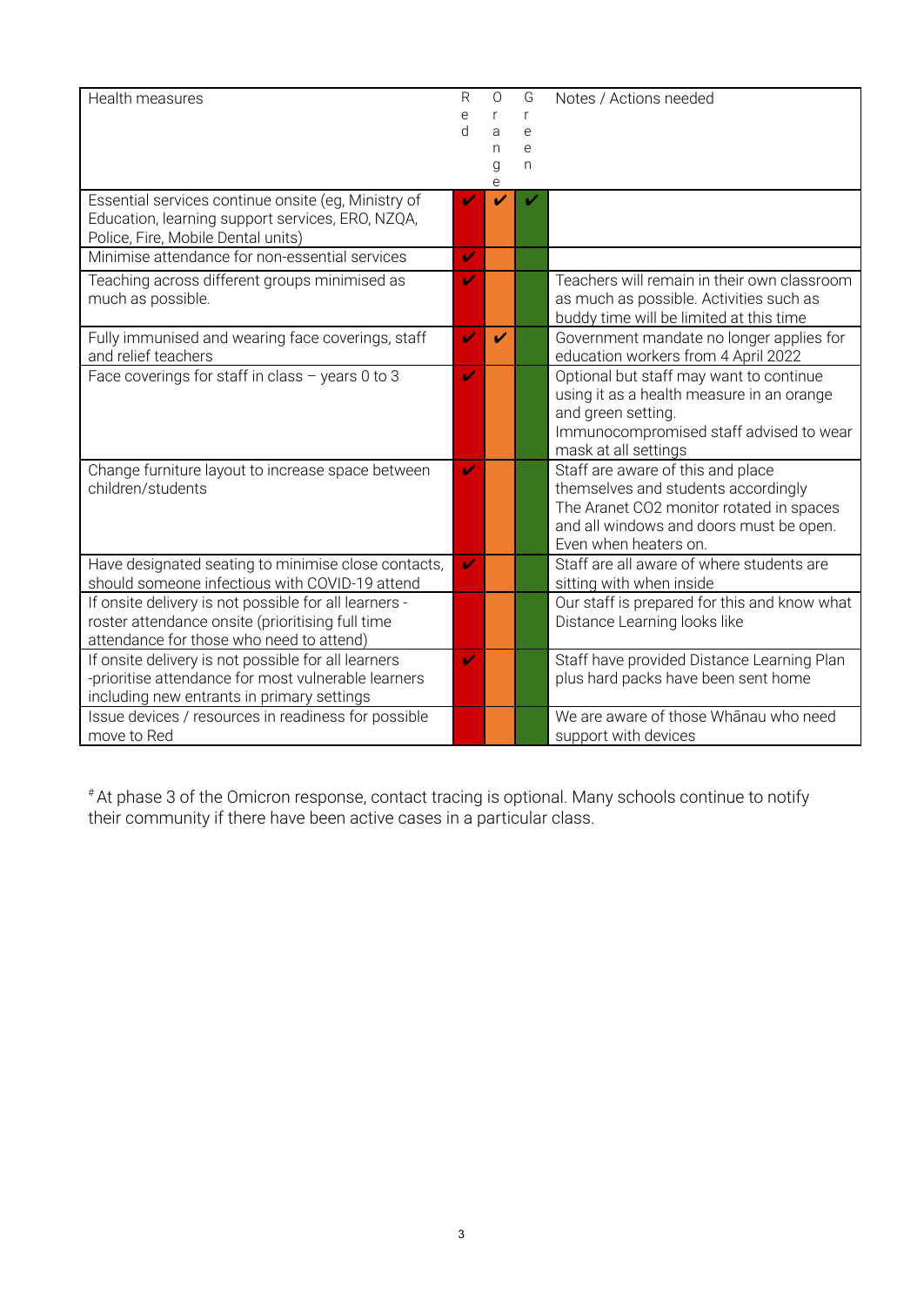| Health measures | Red | Orange | Green | Notes / Actions needed |
|---|---|---|---|---|
| Essential services continue onsite (eg, Ministry of Education, learning support services, ERO, NZQA, Police, Fire, Mobile Dental units) | ✔ | ✔ | ✔ | |
| Minimise attendance for non-essential services | ✔ | | | |
| Teaching across different groups minimised as much as possible. | ✔ | | | Teachers will remain in their own classroom as much as possible. Activities such as buddy time will be limited at this time |
| Fully immunised and wearing face coverings, staff and relief teachers | ✔ | ✔ | | Government mandate no longer applies for education workers from 4 April 2022 |
| Face coverings for staff in class – years 0 to 3 | ✔ | | | Optional but staff may want to continue using it as a health measure in an orange and green setting. Immunocompromised staff advised to wear mask at all settings |
| Change furniture layout to increase space between children/students | ✔ | | | Staff are aware of this and place themselves and students accordingly The Aranet CO2 monitor rotated in spaces and all windows and doors must be open. Even when heaters on. |
| Have designated seating to minimise close contacts, should someone infectious with COVID-19 attend | ✔ | | | Staff are all aware of where students are sitting with when inside |
| If onsite delivery is not possible for all learners - roster attendance onsite (prioritising full time attendance for those who need to attend) | | | | Our staff is prepared for this and know what Distance Learning looks like |
| If onsite delivery is not possible for all learners -prioritise attendance for most vulnerable learners including new entrants in primary settings | ✔ | | | Staff have provided Distance Learning Plan plus hard packs have been sent home |
| Issue devices / resources in readiness for possible move to Red | | | | We are aware of those Whānau who need support with devices |

[#] At phase 3 of the Omicron response, contact tracing is optional. Many schools continue to notify their community if there have been active cases in a particular class.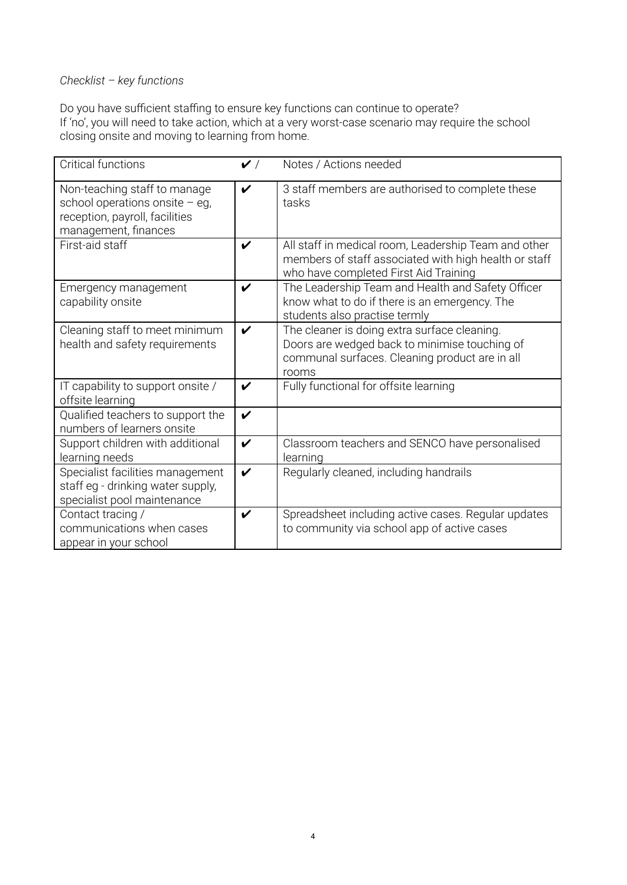*Checklist – key functions*

Do you have sufficient staffing to ensure key functions can continue to operate?
If 'no', you will need to take action, which at a very worst-case scenario may require the school closing onsite and moving to learning from home.

| Critical functions | ✔ / | Notes / Actions needed |
|---|---|---|
| Non-teaching staff to manage school operations onsite – eg, reception, payroll, facilities management, finances | ✔ | 3 staff members are authorised to complete these tasks |
| First-aid staff | ✔ | All staff in medical room, Leadership Team and other members of staff associated with high health or staff who have completed First Aid Training |
| Emergency management capability onsite | ✔ | The Leadership Team and Health and Safety Officer know what to do if there is an emergency. The students also practise termly |
| Cleaning staff to meet minimum health and safety requirements | ✔ | The cleaner is doing extra surface cleaning. Doors are wedged back to minimise touching of communal surfaces. Cleaning product are in all rooms |
| IT capability to support onsite / offsite learning | ✔ | Fully functional for offsite learning |
| Qualified teachers to support the numbers of learners onsite | ✔ | |
| Support children with additional learning needs | ✔ | Classroom teachers and SENCO have personalised learning |
| Specialist facilities management staff eg - drinking water supply, specialist pool maintenance | ✔ | Regularly cleaned, including handrails |
| Contact tracing / communications when cases appear in your school | ✔ | Spreadsheet including active cases. Regular updates to community via school app of active cases |